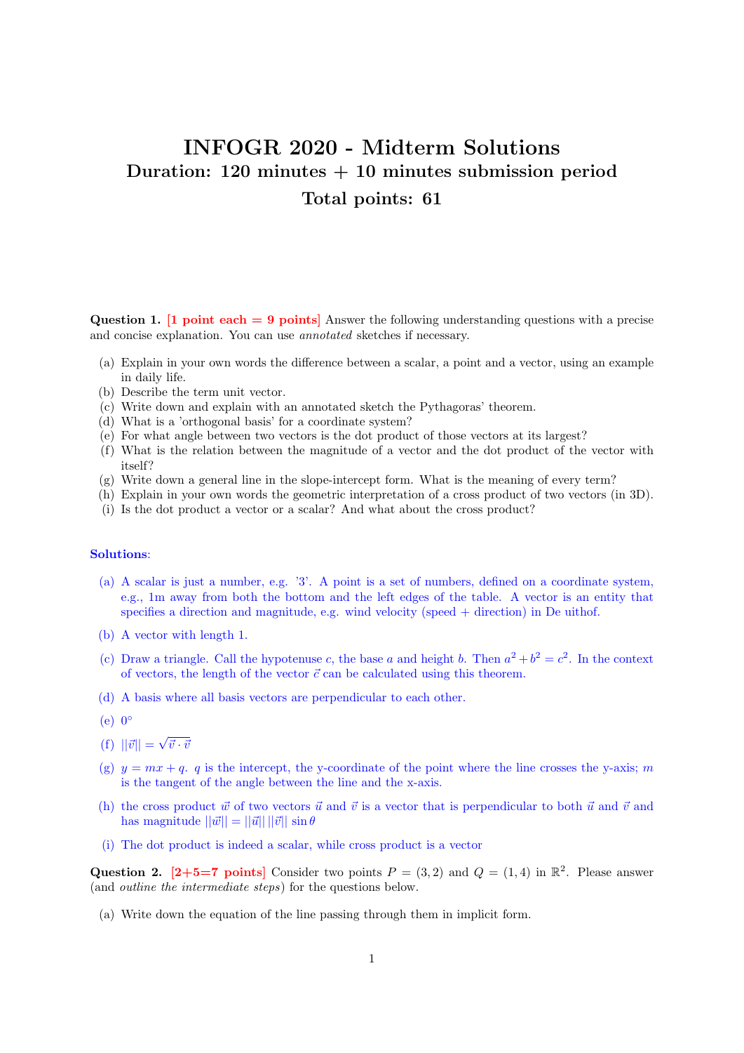# INFOGR 2020 - Midterm Solutions

## Duration: 120 minutes + 10 minutes submission period

## Total points: 61

**Question 1.** [1 point each = 9 points] Answer the following understanding questions with a precise and concise explanation. You can use *annotated* sketches if necessary.

(a) Explain in your own words the difference between a scalar, a point and a vector, using an example in daily life.
(b) Describe the term unit vector.
(c) Write down and explain with an annotated sketch the Pythagoras' theorem.
(d) What is a 'orthogonal basis' for a coordinate system?
(e) For what angle between two vectors is the dot product of those vectors at its largest?
(f) What is the relation between the magnitude of a vector and the dot product of the vector with itself?
(g) Write down a general line in the slope-intercept form. What is the meaning of every term?
(h) Explain in your own words the geometric interpretation of a cross product of two vectors (in 3D).
(i) Is the dot product a vector or a scalar? And what about the cross product?

**Solutions**:

(a) A scalar is just a number, e.g. '3'. A point is a set of numbers, defined on a coordinate system, e.g., 1m away from both the bottom and the left edges of the table. A vector is an entity that specifies a direction and magnitude, e.g. wind velocity (speed + direction) in De uithof.

(b) A vector with length 1.

(c) Draw a triangle. Call the hypotenuse $c$, the base $a$ and height $b$. Then $a^2 + b^2 = c^2$. In the context of vectors, the length of the vector $\vec{c}$ can be calculated using this theorem.

(d) A basis where all basis vectors are perpendicular to each other.

(e) $0°$

(f) $||\vec{v}|| = \sqrt{\vec{v} \cdot \vec{v}}$

(g) $y = mx + q$. $q$ is the intercept, the y-coordinate of the point where the line crosses the y-axis; $m$ is the tangent of the angle between the line and the x-axis.

(h) the cross product $\vec{w}$ of two vectors $\vec{u}$ and $\vec{v}$ is a vector that is perpendicular to both $\vec{u}$ and $\vec{v}$ and has magnitude $||\vec{w}|| = ||\vec{u}|| \, ||\vec{v}|| \sin\theta$

(i) The dot product is indeed a scalar, while cross product is a vector

**Question 2.** [2+5=7 points] Consider two points $P = (3, 2)$ and $Q = (1, 4)$ in $\mathbb{R}^2$. Please answer (and *outline the intermediate steps*) for the questions below.

(a) Write down the equation of the line passing through them in implicit form.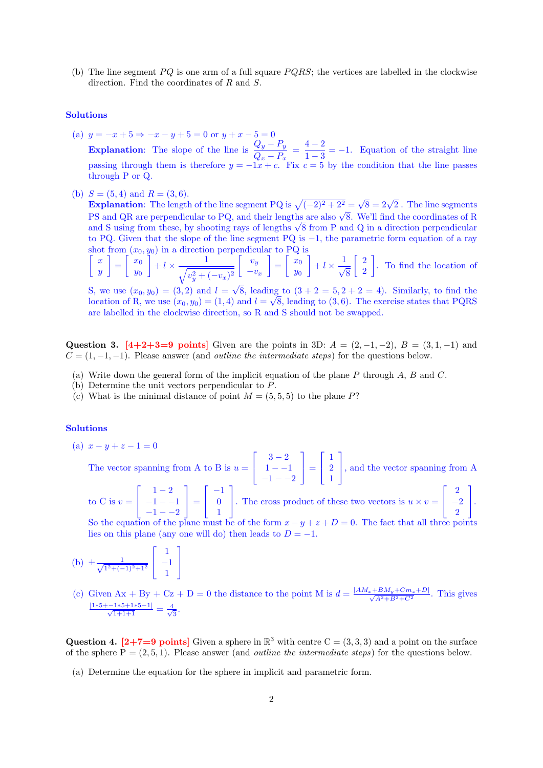(b) The line segment $PQ$ is one arm of a full square $PQRS$; the vertices are labelled in the clockwise direction. Find the coordinates of $R$ and $S$.

### Solutions

(a) $y = -x + 5 \Rightarrow -x - y + 5 = 0$ or $y + x - 5 = 0$

**Explanation**: The slope of the line is $\dfrac{Q_y - P_y}{Q_x - P_x} = \dfrac{4-2}{1-3} = -1$. Equation of the straight line passing through them is therefore $y = -1x + c$. Fix $c = 5$ by the condition that the line passes through P or Q.

(b) $S = (5, 4)$ and $R = (3, 6)$.

**Explanation**: The length of the line segment PQ is $\sqrt{(-2)^2 + 2^2} = \sqrt{8} = 2\sqrt{2}$ . The line segments PS and QR are perpendicular to PQ, and their lengths are also $\sqrt{8}$. We'll find the coordinates of R and S using from these, by shooting rays of lengths $\sqrt{8}$ from P and Q in a direction perpendicular to PQ. Given that the slope of the line segment PQ is $-1$, the parametric form equation of a ray shot from $(x_0, y_0)$ in a direction perpendicular to PQ is $\begin{bmatrix} x \\ y \end{bmatrix} = \begin{bmatrix} x_0 \\ y_0 \end{bmatrix} + l \times \dfrac{1}{\sqrt{v_y^2 + (-v_x)^2}} \begin{bmatrix} v_y \\ -v_x \end{bmatrix} = \begin{bmatrix} x_0 \\ y_0 \end{bmatrix} + l \times \dfrac{1}{\sqrt{8}} \begin{bmatrix} 2 \\ 2 \end{bmatrix}$. To find the location of S, we use $(x_0, y_0) = (3, 2)$ and $l = \sqrt{8}$, leading to $(3 + 2 = 5, 2 + 2 = 4)$. Similarly, to find the location of R, we use $(x_0, y_0) = (1, 4)$ and $l = \sqrt{8}$, leading to $(3, 6)$. The exercise states that PQRS are labelled in the clockwise direction, so R and S should not be swapped.

**Question 3.** **[4+2+3=9 points]** Given are the points in 3D: $A = (2, -1, -2)$, $B = (3, 1, -1)$ and $C = (1, -1, -1)$. Please answer (and *outline the intermediate steps*) for the questions below.

(a) Write down the general form of the implicit equation of the plane $P$ through $A$, $B$ and $C$.
(b) Determine the unit vectors perpendicular to $P$.
(c) What is the minimal distance of point $M = (5, 5, 5)$ to the plane $P$?

### Solutions

(a) $x - y + z - 1 = 0$

The vector spanning from A to B is $u = \begin{bmatrix} 3-2 \\ 1 - -1 \\ -1 - -2 \end{bmatrix} = \begin{bmatrix} 1 \\ 2 \\ 1 \end{bmatrix}$, and the vector spanning from A to C is $v = \begin{bmatrix} 1-2 \\ -1 - -1 \\ -1 - -2 \end{bmatrix} = \begin{bmatrix} -1 \\ 0 \\ 1 \end{bmatrix}$. The cross product of these two vectors is $u \times v = \begin{bmatrix} 2 \\ -2 \\ 2 \end{bmatrix}$. So the equation of the plane must be of the form $x - y + z + D = 0$. The fact that all three points lies on this plane (any one will do) then leads to $D = -1$.

(b) $\pm \dfrac{1}{\sqrt{1^2 + (-1)^2 + 1^2}} \begin{bmatrix} 1 \\ -1 \\ 1 \end{bmatrix}$

(c) Given Ax + By + Cz + D = 0 the distance to the point M is $d = \frac{|AM_x + BM_y + Cm_z + D|}{\sqrt{A^2+B^2+C^2}}$. This gives $\frac{|1*5+-1*5+1*5-1|}{\sqrt{1+1+1}} = \frac{4}{\sqrt{3}}$.

**Question 4.** **[2+7=9 points]** Given a sphere in $\mathbb{R}^3$ with centre C $= (3, 3, 3)$ and a point on the surface of the sphere P $= (2, 5, 1)$. Please answer (and *outline the intermediate steps*) for the questions below.

(a) Determine the equation for the sphere in implicit and parametric form.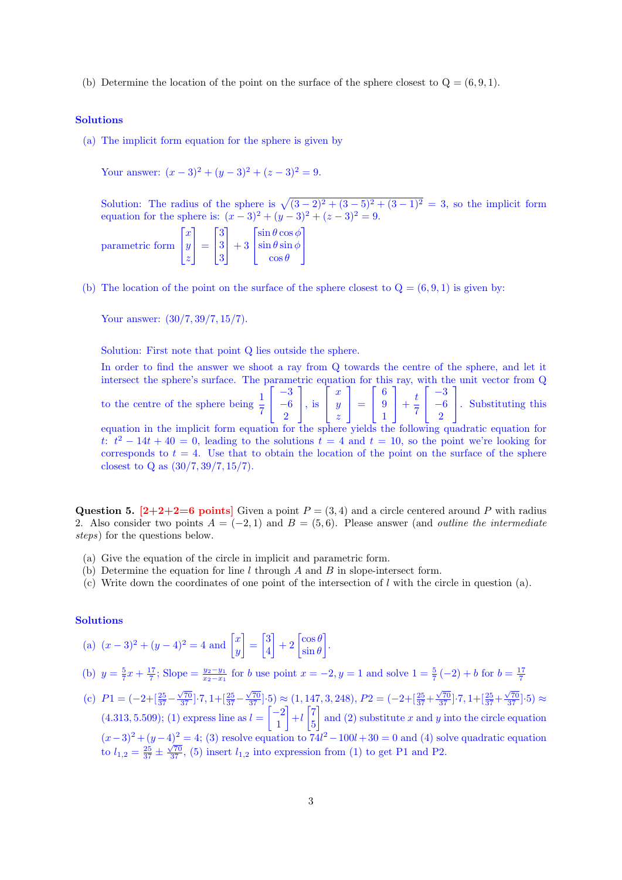(b) Determine the location of the point on the surface of the sphere closest to Q = $(6, 9, 1)$.

**Solutions**

(a) The implicit form equation for the sphere is given by

Your answer: $(x-3)^2 + (y-3)^2 + (z-3)^2 = 9$.

Solution: The radius of the sphere is $\sqrt{(3-2)^2 + (3-5)^2 + (3-1)^2} = 3$, so the implicit form equation for the sphere is: $(x-3)^2 + (y-3)^2 + (z-3)^2 = 9$.

parametric form $\begin{bmatrix} x \\ y \\ z \end{bmatrix} = \begin{bmatrix} 3 \\ 3 \\ 3 \end{bmatrix} + 3 \begin{bmatrix} \sin\theta\cos\phi \\ \sin\theta\sin\phi \\ \cos\theta \end{bmatrix}$

(b) The location of the point on the surface of the sphere closest to Q = $(6, 9, 1)$ is given by:

Your answer: $(30/7, 39/7, 15/7)$.

Solution: First note that point Q lies outside the sphere.

In order to find the answer we shoot a ray from Q towards the centre of the sphere, and let it intersect the sphere's surface. The parametric equation for this ray, with the unit vector from Q to the centre of the sphere being $\frac{1}{7}\begin{bmatrix} -3 \\ -6 \\ 2 \end{bmatrix}$, is $\begin{bmatrix} x \\ y \\ z \end{bmatrix} = \begin{bmatrix} 6 \\ 9 \\ 1 \end{bmatrix} + \frac{t}{7}\begin{bmatrix} -3 \\ -6 \\ 2 \end{bmatrix}$. Substituting this equation in the implicit form equation for the sphere yields the following quadratic equation for $t$: $t^2 - 14t + 40 = 0$, leading to the solutions $t = 4$ and $t = 10$, so the point we're looking for corresponds to $t = 4$. Use that to obtain the location of the point on the surface of the sphere closest to Q as $(30/7, 39/7, 15/7)$.

**Question 5. [2+2+2=6 points]** Given a point $P = (3, 4)$ and a circle centered around $P$ with radius 2. Also consider two points $A = (-2, 1)$ and $B = (5, 6)$. Please answer (and *outline the intermediate steps*) for the questions below.

(a) Give the equation of the circle in implicit and parametric form.

(b) Determine the equation for line $l$ through $A$ and $B$ in slope-intersect form.

(c) Write down the coordinates of one point of the intersection of $l$ with the circle in question (a).

**Solutions**

(a) $(x-3)^2 + (y-4)^2 = 4$ and $\begin{bmatrix} x \\ y \end{bmatrix} = \begin{bmatrix} 3 \\ 4 \end{bmatrix} + 2\begin{bmatrix} \cos\theta \\ \sin\theta \end{bmatrix}$.

(b) $y = \frac{5}{7}x + \frac{17}{7}$; Slope $= \frac{y_2 - y_1}{x_2 - x_1}$ for $b$ use point $x = -2, y = 1$ and solve $1 = \frac{5}{7}(-2) + b$ for $b = \frac{17}{7}$

(c) $P1 = (-2 + [\frac{25}{37} - \frac{\sqrt{70}}{37}] \cdot 7, 1 + [\frac{25}{37} - \frac{\sqrt{70}}{37}] \cdot 5) \approx (1,147, 3,248)$, $P2 = (-2 + [\frac{25}{37} + \frac{\sqrt{70}}{37}] \cdot 7, 1 + [\frac{25}{37} + \frac{\sqrt{70}}{37}] \cdot 5) \approx (4.313, 5.509)$; (1) express line as $l = \begin{bmatrix} -2 \\ 1 \end{bmatrix} + l\begin{bmatrix} 7 \\ 5 \end{bmatrix}$ and (2) substitute $x$ and $y$ into the circle equation $(x-3)^2 + (y-4)^2 = 4$; (3) resolve equation to $74l^2 - 100l + 30 = 0$ and (4) solve quadratic equation to $l_{1,2} = \frac{25}{37} \pm \frac{\sqrt{70}}{37}$, (5) insert $l_{1,2}$ into expression from (1) to get P1 and P2.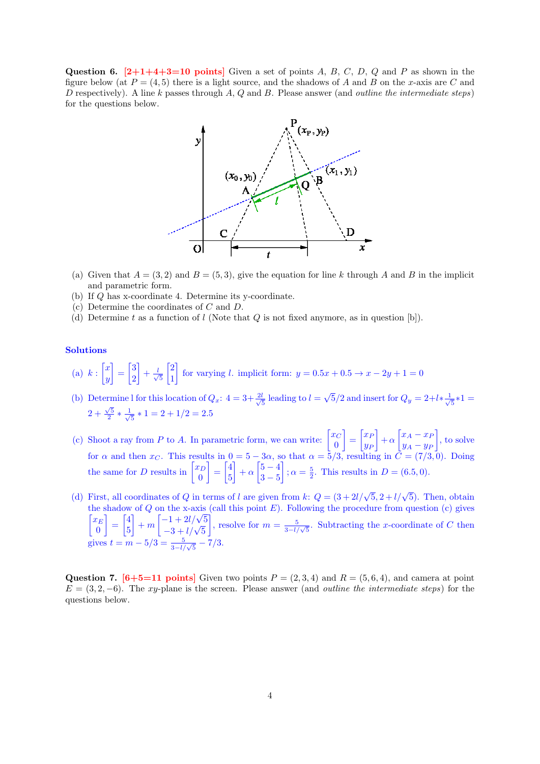**Question 6.** **[2+1+4+3=10 points]** Given a set of points $A$, $B$, $C$, $D$, $Q$ and $P$ as shown in the figure below (at $P = (4, 5)$ there is a light source, and the shadows of $A$ and $B$ on the $x$-axis are $C$ and $D$ respectively). A line $k$ passes through $A$, $Q$ and $B$. Please answer (and *outline the intermediate steps*) for the questions below.

(a) Given that $A = (3, 2)$ and $B = (5, 3)$, give the equation for line $k$ through $A$ and $B$ in the implicit and parametric form.

(b) If $Q$ has x-coordinate 4. Determine its y-coordinate.

(c) Determine the coordinates of $C$ and $D$.

(d) Determine $t$ as a function of $l$ (Note that $Q$ is not fixed anymore, as in question [b]).

### Solutions

(a) $k : \begin{bmatrix} x \\ y \end{bmatrix} = \begin{bmatrix} 3 \\ 2 \end{bmatrix} + \frac{l}{\sqrt{5}} \begin{bmatrix} 2 \\ 1 \end{bmatrix}$ for varying $l$. implicit form: $y = 0.5x + 0.5 \rightarrow x - 2y + 1 = 0$

(b) Determine l for this location of $Q_x$: $4 = 3 + \frac{2l}{\sqrt{5}}$ leading to $l = \sqrt{5}/2$ and insert for $Q_y = 2 + l * \frac{1}{\sqrt{5}} * 1 = 2 + \frac{\sqrt{5}}{2} * \frac{1}{\sqrt{5}} * 1 = 2 + 1/2 = 2.5$

(c) Shoot a ray from $P$ to $A$. In parametric form, we can write: $\begin{bmatrix} x_C \\ 0 \end{bmatrix} = \begin{bmatrix} x_P \\ y_P \end{bmatrix} + \alpha \begin{bmatrix} x_A - x_P \\ y_A - y_P \end{bmatrix}$, to solve for $\alpha$ and then $x_C$. This results in $0 = 5 - 3\alpha$, so that $\alpha = 5/3$, resulting in $C = (7/3, 0)$. Doing the same for $D$ results in $\begin{bmatrix} x_D \\ 0 \end{bmatrix} = \begin{bmatrix} 4 \\ 5 \end{bmatrix} + \alpha \begin{bmatrix} 5-4 \\ 3-5 \end{bmatrix}$ ; $\alpha = \frac{5}{2}$. This results in $D = (6.5, 0)$.

(d) First, all coordinates of $Q$ in terms of $l$ are given from $k$: $Q = (3 + 2l/\sqrt{5}, 2 + l/\sqrt{5})$. Then, obtain the shadow of $Q$ on the x-axis (call this point $E$). Following the procedure from question (c) gives $\begin{bmatrix} x_E \\ 0 \end{bmatrix} = \begin{bmatrix} 4 \\ 5 \end{bmatrix} + m \begin{bmatrix} -1 + 2l/\sqrt{5} \\ -3 + l/\sqrt{5} \end{bmatrix}$, resolve for $m = \frac{5}{3 - l/\sqrt{5}}$. Subtracting the $x$-coordinate of $C$ then gives $t = m - 5/3 = \frac{5}{3 - l/\sqrt{5}} - 7/3$.

**Question 7.** **[6+5=11 points]** Given two points $P = (2, 3, 4)$ and $R = (5, 6, 4)$, and camera at point $E = (3, 2, -6)$. The $xy$-plane is the screen. Please answer (and *outline the intermediate steps*) for the questions below.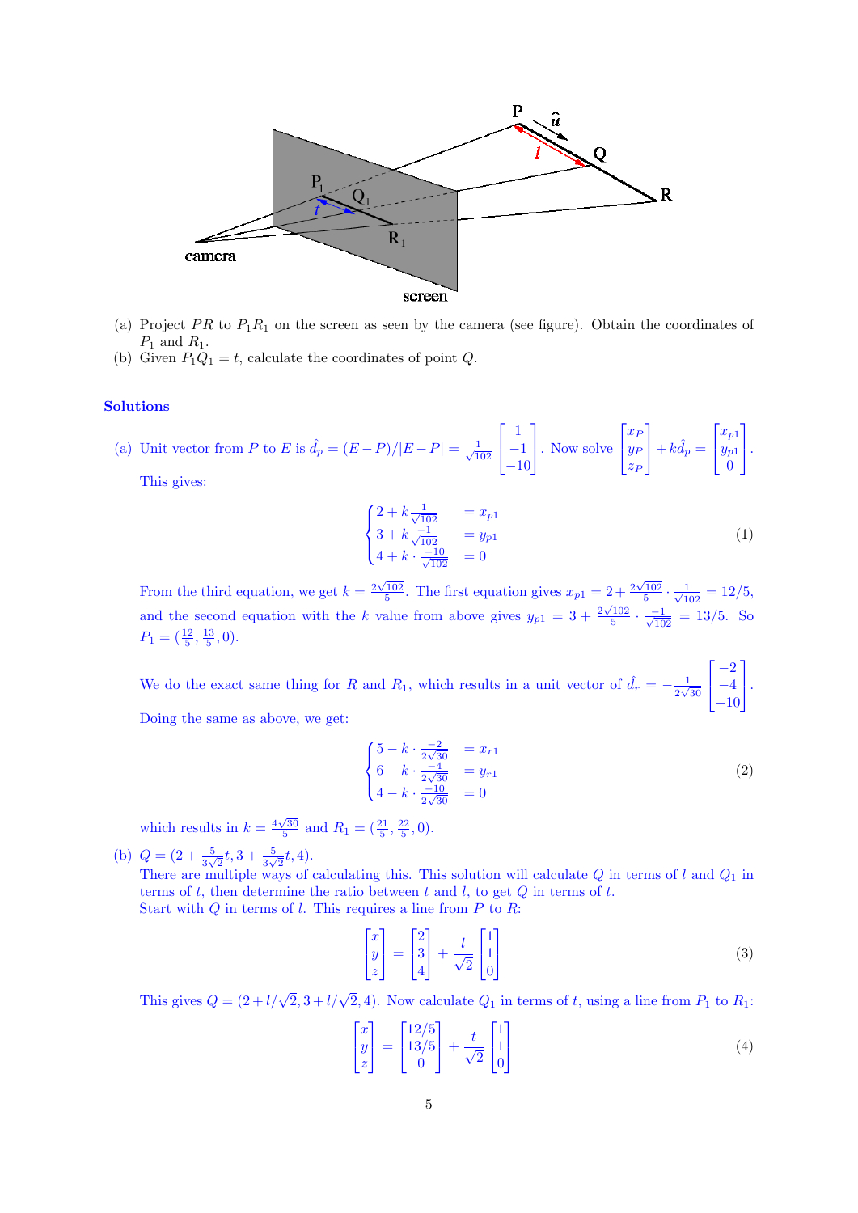(a) Project $PR$ to $P_1R_1$ on the screen as seen by the camera (see figure). Obtain the coordinates of $P_1$ and $R_1$.

(b) Given $P_1Q_1 = t$, calculate the coordinates of point $Q$.

## Solutions

(a) Unit vector from $P$ to $E$ is $\hat{d}_p = (E-P)/|E-P| = \frac{1}{\sqrt{102}}\begin{bmatrix}1\\-1\\-10\end{bmatrix}$. Now solve $\begin{bmatrix}x_P\\y_P\\z_P\end{bmatrix} + k\hat{d}_p = \begin{bmatrix}x_{p1}\\y_{p1}\\0\end{bmatrix}$.

This gives:

$$\begin{cases} 2 + k\frac{1}{\sqrt{102}} & = x_{p1} \\ 3 + k\frac{-1}{\sqrt{102}} & = y_{p1} \\ 4 + k \cdot \frac{-10}{\sqrt{102}} & = 0 \end{cases} \tag{1}$$

From the third equation, we get $k = \frac{2\sqrt{102}}{5}$. The first equation gives $x_{p1} = 2 + \frac{2\sqrt{102}}{5} \cdot \frac{1}{\sqrt{102}} = 12/5$, and the second equation with the $k$ value from above gives $y_{p1} = 3 + \frac{2\sqrt{102}}{5} \cdot \frac{-1}{\sqrt{102}} = 13/5$. So $P_1 = (\frac{12}{5}, \frac{13}{5}, 0)$.

We do the exact same thing for $R$ and $R_1$, which results in a unit vector of $\hat{d}_r = -\frac{1}{2\sqrt{30}}\begin{bmatrix}-2\\-4\\-10\end{bmatrix}$.

Doing the same as above, we get:

$$\begin{cases} 5 - k \cdot \frac{-2}{2\sqrt{30}} & = x_{r1} \\ 6 - k \cdot \frac{-4}{2\sqrt{30}} & = y_{r1} \\ 4 - k \cdot \frac{-10}{2\sqrt{30}} & = 0 \end{cases} \tag{2}$$

which results in $k = \frac{4\sqrt{30}}{5}$ and $R_1 = (\frac{21}{5}, \frac{22}{5}, 0)$.

(b) $Q = (2 + \frac{5}{3\sqrt{2}}t, 3 + \frac{5}{3\sqrt{2}}t, 4)$.

There are multiple ways of calculating this. This solution will calculate $Q$ in terms of $l$ and $Q_1$ in terms of $t$, then determine the ratio between $t$ and $l$, to get $Q$ in terms of $t$.

Start with $Q$ in terms of $l$. This requires a line from $P$ to $R$:

$$\begin{bmatrix}x\\y\\z\end{bmatrix} = \begin{bmatrix}2\\3\\4\end{bmatrix} + \frac{l}{\sqrt{2}}\begin{bmatrix}1\\1\\0\end{bmatrix} \tag{3}$$

This gives $Q = (2 + l/\sqrt{2}, 3 + l/\sqrt{2}, 4)$. Now calculate $Q_1$ in terms of $t$, using a line from $P_1$ to $R_1$:

$$\begin{bmatrix}x\\y\\z\end{bmatrix} = \begin{bmatrix}12/5\\13/5\\0\end{bmatrix} + \frac{t}{\sqrt{2}}\begin{bmatrix}1\\1\\0\end{bmatrix} \tag{4}$$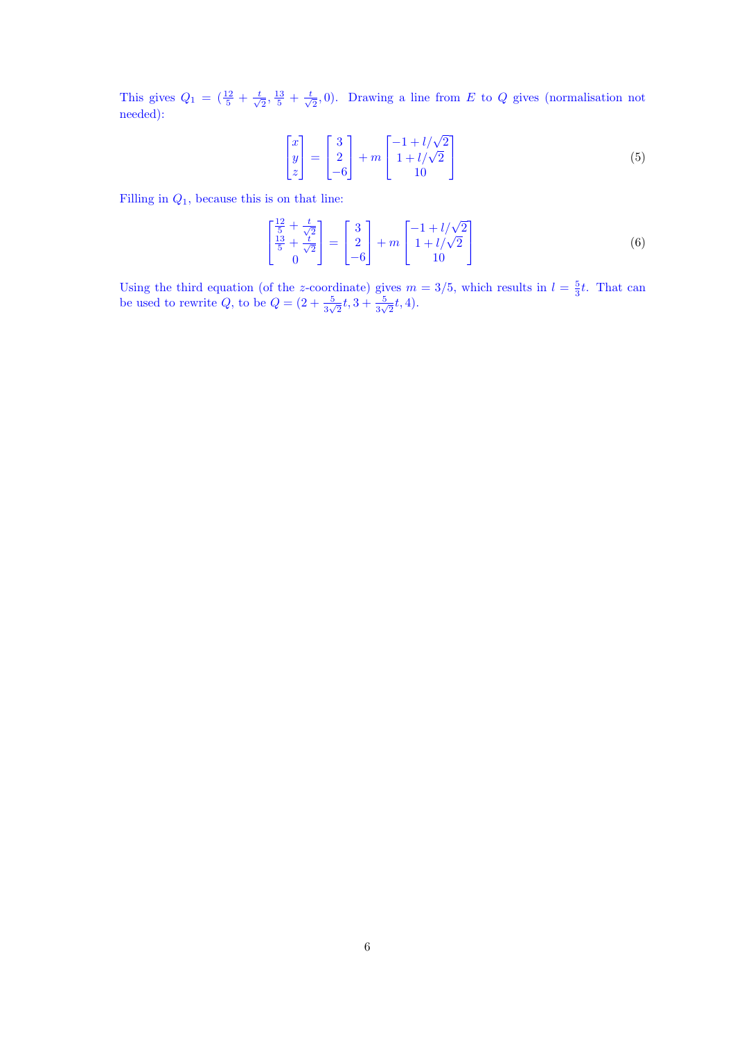This gives $Q_1 = (\frac{12}{5} + \frac{t}{\sqrt{2}}, \frac{13}{5} + \frac{t}{\sqrt{2}}, 0)$. Drawing a line from $E$ to $Q$ gives (normalisation not needed):

$$\begin{bmatrix} x \\ y \\ z \end{bmatrix} = \begin{bmatrix} 3 \\ 2 \\ -6 \end{bmatrix} + m \begin{bmatrix} -1 + l/\sqrt{2} \\ 1 + l/\sqrt{2} \\ 10 \end{bmatrix} \tag{5}$$

Filling in $Q_1$, because this is on that line:

$$\begin{bmatrix} \frac{12}{5} + \frac{t}{\sqrt{2}} \\ \frac{13}{5} + \frac{t}{\sqrt{2}} \\ 0 \end{bmatrix} = \begin{bmatrix} 3 \\ 2 \\ -6 \end{bmatrix} + m \begin{bmatrix} -1 + l/\sqrt{2} \\ 1 + l/\sqrt{2} \\ 10 \end{bmatrix} \tag{6}$$

Using the third equation (of the $z$-coordinate) gives $m = 3/5$, which results in $l = \frac{5}{3}t$. That can be used to rewrite $Q$, to be $Q = (2 + \frac{5}{3\sqrt{2}}t, 3 + \frac{5}{3\sqrt{2}}t, 4)$.